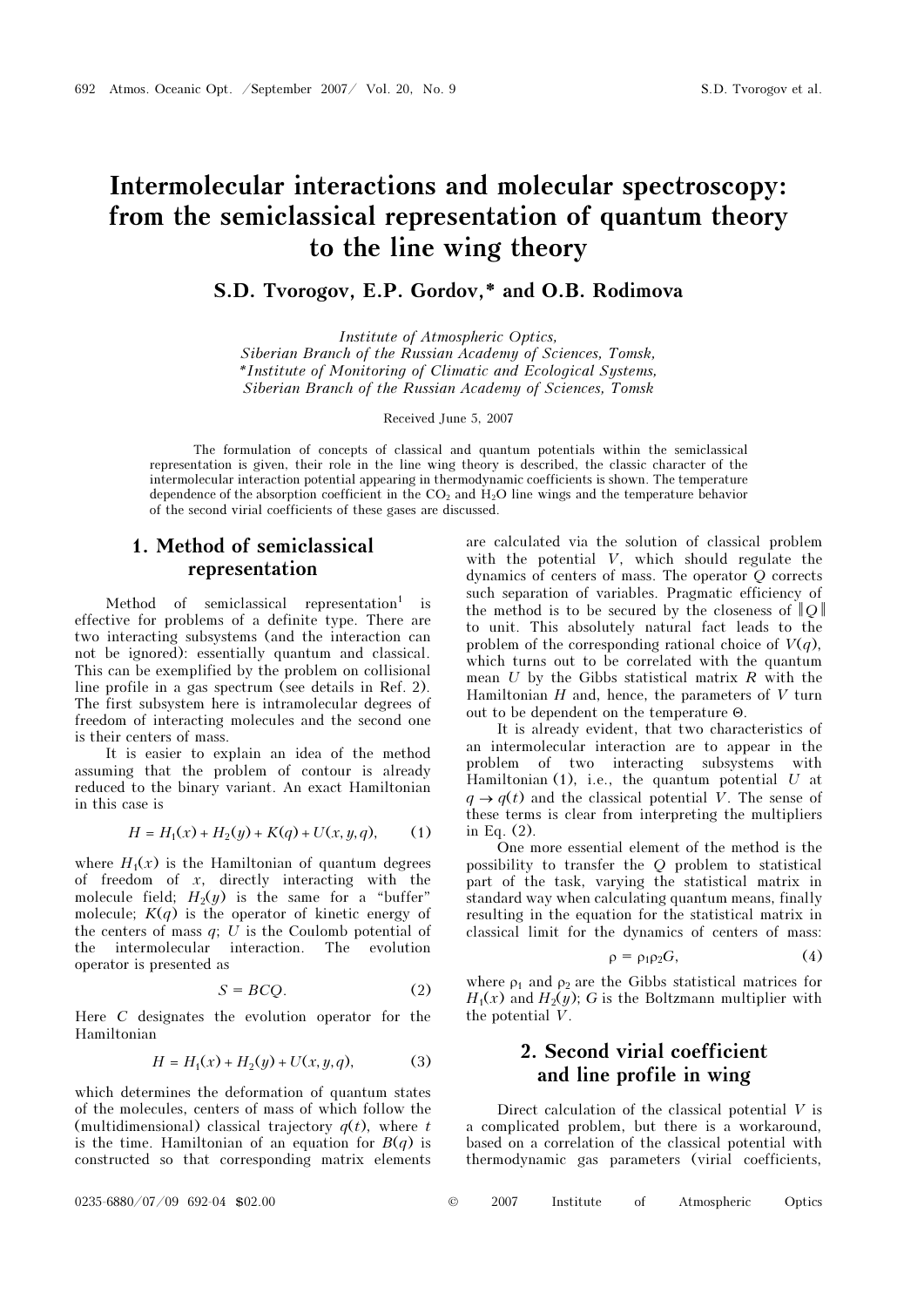# Intermolecular interactions and molecular spectroscopy: from the semiclassical representation of quantum theory to the line wing theory

**S.D. Tvorogov, E.P. Gordov,* and O.B. Rodimova**

*Institute of Atmospheric Optics,*
*Siberian Branch of the Russian Academy of Sciences, Tomsk,*
*\*Institute of Monitoring of Climatic and Ecological Systems,*
*Siberian Branch of the Russian Academy of Sciences, Tomsk*

Received June 5, 2007

The formulation of concepts of classical and quantum potentials within the semiclassical representation is given, their role in the line wing theory is described, the classic character of the intermolecular interaction potential appearing in thermodynamic coefficients is shown. The temperature dependence of the absorption coefficient in the $CO_2$ and $H_2O$ line wings and the temperature behavior of the second virial coefficients of these gases are discussed.

## 1. Method of semiclassical representation

Method of semiclassical representation[1] is effective for problems of a definite type. There are two interacting subsystems (and the interaction can not be ignored): essentially quantum and classical. This can be exemplified by the problem on collisional line profile in a gas spectrum (see details in Ref. 2). The first subsystem here is intramolecular degrees of freedom of interacting molecules and the second one is their centers of mass.

It is easier to explain an idea of the method assuming that the problem of contour is already reduced to the binary variant. An exact Hamiltonian in this case is

$$H = H_1(x) + H_2(y) + K(q) + U(x, y, q), \qquad (1)$$

where $H_1(x)$ is the Hamiltonian of quantum degrees of freedom of $x$, directly interacting with the molecule field; $H_2(y)$ is the same for a "buffer" molecule; $K(q)$ is the operator of kinetic energy of the centers of mass $q$; $U$ is the Coulomb potential of the intermolecular interaction. The evolution operator is presented as

$$S = BCQ. \qquad (2)$$

Here $C$ designates the evolution operator for the Hamiltonian

$$H = H_1(x) + H_2(y) + U(x, y, q), \qquad (3)$$

which determines the deformation of quantum states of the molecules, centers of mass of which follow the (multidimensional) classical trajectory $q(t)$, where $t$ is the time. Hamiltonian of an equation for $B(q)$ is constructed so that corresponding matrix elements are calculated via the solution of classical problem with the potential $V$, which should regulate the dynamics of centers of mass. The operator $Q$ corrects such separation of variables. Pragmatic efficiency of the method is to be secured by the closeness of $\|Q\|$ to unit. This absolutely natural fact leads to the problem of the corresponding rational choice of $V(q)$, which turns out to be correlated with the quantum mean $U$ by the Gibbs statistical matrix $R$ with the Hamiltonian $H$ and, hence, the parameters of $V$ turn out to be dependent on the temperature $\Theta$.

It is already evident, that two characteristics of an intermolecular interaction are to appear in the problem of two interacting subsystems with Hamiltonian (1), i.e., the quantum potential $U$ at $q \to q(t)$ and the classical potential $V$. The sense of these terms is clear from interpreting the multipliers in Eq. (2).

One more essential element of the method is the possibility to transfer the $Q$ problem to statistical part of the task, varying the statistical matrix in standard way when calculating quantum means, finally resulting in the equation for the statistical matrix in classical limit for the dynamics of centers of mass:

$$\rho = \rho_1 \rho_2 G, \qquad (4)$$

where $\rho_1$ and $\rho_2$ are the Gibbs statistical matrices for $H_1(x)$ and $H_2(y)$; $G$ is the Boltzmann multiplier with the potential $V$.

## 2. Second virial coefficient and line profile in wing

Direct calculation of the classical potential $V$ is a complicated problem, but there is a workaround, based on a correlation of the classical potential with thermodynamic gas parameters (virial coefficients,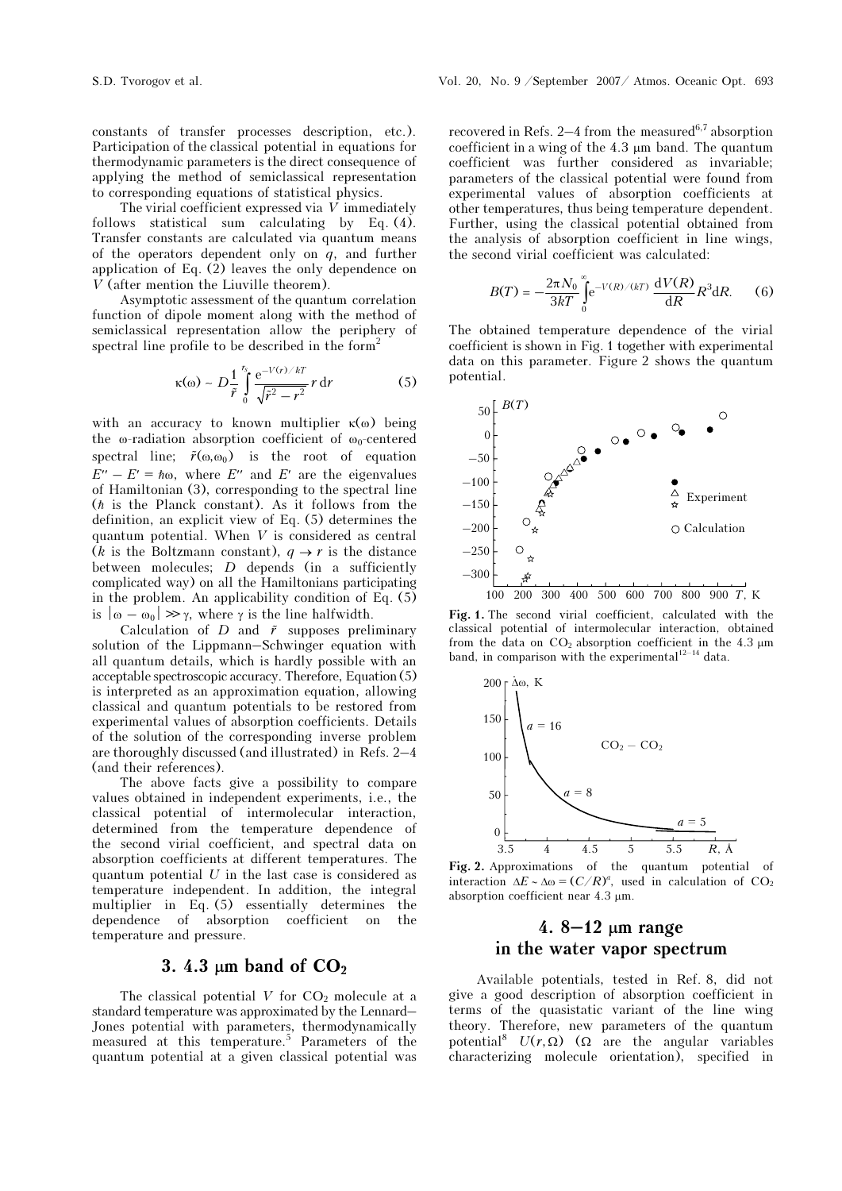constants of transfer processes description, etc.). Participation of the classical potential in equations for thermodynamic parameters is the direct consequence of applying the method of semiclassical representation to corresponding equations of statistical physics.

The virial coefficient expressed via $V$ immediately follows statistical sum calculating by Eq. (4). Transfer constants are calculated via quantum means of the operators dependent only on $q$, and further application of Eq. (2) leaves the only dependence on $V$ (after mention the Liuville theorem).

Asymptotic assessment of the quantum correlation function of dipole moment along with the method of semiclassical representation allow the periphery of spectral line profile to be described in the form[2]

$$\kappa(\omega) \sim D\frac{1}{\tilde{r}}\int_0^{r_0} \frac{e^{-V(r)/kT}}{\sqrt{\tilde{r}^2 - r^2}}\, r\, dr \qquad (5)$$

with an accuracy to known multiplier $\kappa(\omega)$ being the $\omega$-radiation absorption coefficient of $\omega_0$-centered spectral line; $\tilde{r}(\omega,\omega_0)$ is the root of equation $E'' - E' = \hbar\omega$, where $E''$ and $E'$ are the eigenvalues of Hamiltonian (3), corresponding to the spectral line ($\hbar$ is the Planck constant). As it follows from the definition, an explicit view of Eq. (5) determines the quantum potential. When $V$ is considered as central ($k$ is the Boltzmann constant), $q \to r$ is the distance between molecules; $D$ depends (in a sufficiently complicated way) on all the Hamiltonians participating in the problem. An applicability condition of Eq. (5) is $|\omega - \omega_0| \gg \gamma$, where $\gamma$ is the line halfwidth.

Calculation of $D$ and $\tilde{r}$ supposes preliminary solution of the Lippmann–Schwinger equation with all quantum details, which is hardly possible with an acceptable spectroscopic accuracy. Therefore, Equation (5) is interpreted as an approximation equation, allowing classical and quantum potentials to be restored from experimental values of absorption coefficients. Details of the solution of the corresponding inverse problem are thoroughly discussed (and illustrated) in Refs. 2–4 (and their references).

The above facts give a possibility to compare values obtained in independent experiments, i.e., the classical potential of intermolecular interaction, determined from the temperature dependence of the second virial coefficient, and spectral data on absorption coefficients at different temperatures. The quantum potential $U$ in the last case is considered as temperature independent. In addition, the integral multiplier in Eq. (5) essentially determines the dependence of absorption coefficient on the temperature and pressure.

## 3. 4.3 μm band of $CO_2$

The classical potential $V$ for $CO_2$ molecule at a standard temperature was approximated by the Lennard–Jones potential with parameters, thermodynamically measured at this temperature.[5] Parameters of the quantum potential at a given classical potential was recovered in Refs. 2–4 from the measured[6,7] absorption coefficient in a wing of the 4.3 μm band. The quantum coefficient was further considered as invariable; parameters of the classical potential were found from experimental values of absorption coefficients at other temperatures, thus being temperature dependent. Further, using the classical potential obtained from the analysis of absorption coefficient in line wings, the second virial coefficient was calculated:

$$B(T) = -\frac{2\pi N_0}{3kT}\int_0^{\infty} e^{-V(R)/(kT)}\,\frac{dV(R)}{dR}R^3 dR. \qquad (6)$$

The obtained temperature dependence of the virial coefficient is shown in Fig. 1 together with experimental data on this parameter. Figure 2 shows the quantum potential.

**Fig. 1.** The second virial coefficient, calculated with the classical potential of intermolecular interaction, obtained from the data on $CO_2$ absorption coefficient in the 4.3 μm band, in comparison with the experimental[12–14] data.

**Fig. 2.** Approximations of the quantum potential of interaction $\Delta E \sim \Delta\omega = (C/R)^a$, used in calculation of $CO_2$ absorption coefficient near 4.3 μm.

## 4. 8–12 μm range in the water vapor spectrum

Available potentials, tested in Ref. 8, did not give a good description of absorption coefficient in terms of the quasistatic variant of the line wing theory. Therefore, new parameters of the quantum potential[8] $U(r,\Omega)$ ($\Omega$ are the angular variables characterizing molecule orientation), specified in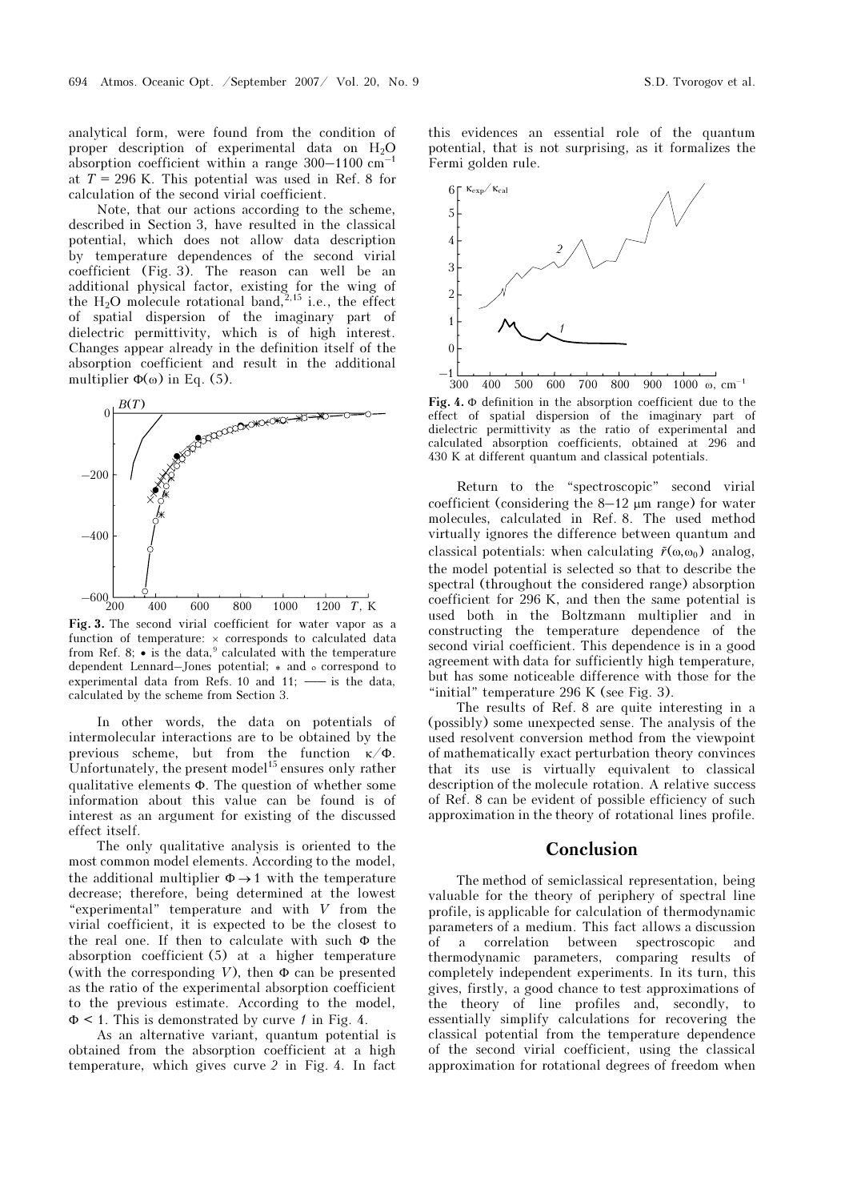analytical form, were found from the condition of proper description of experimental data on $H_2O$ absorption coefficient within a range 300–1100 cm$^{-1}$ at $T = 296$ K. This potential was used in Ref. 8 for calculation of the second virial coefficient.

Note, that our actions according to the scheme, described in Section 3, have resulted in the classical potential, which does not allow data description by temperature dependences of the second virial coefficient (Fig. 3). The reason can well be an additional physical factor, existing for the wing of the $H_2O$ molecule rotational band,[2,15] i.e., the effect of spatial dispersion of the imaginary part of dielectric permittivity, which is of high interest. Changes appear already in the definition itself of the absorption coefficient and result in the additional multiplier $\Phi(\omega)$ in Eq. (5).

**Fig. 3.** The second virial coefficient for water vapor as a function of temperature: × corresponds to calculated data from Ref. 8; • is the data,[9] calculated with the temperature dependent Lennard–Jones potential; * and ∘ correspond to experimental data from Refs. 10 and 11; —— is the data, calculated by the scheme from Section 3.

In other words, the data on potentials of intermolecular interactions are to be obtained by the previous scheme, but from the function $\kappa/\Phi$. Unfortunately, the present model[15] ensures only rather qualitative elements $\Phi$. The question of whether some information about this value can be found is of interest as an argument for existing of the discussed effect itself.

The only qualitative analysis is oriented to the most common model elements. According to the model, the additional multiplier $\Phi \to 1$ with the temperature decrease; therefore, being determined at the lowest "experimental" temperature and with $V$ from the virial coefficient, it is expected to be the closest to the real one. If then to calculate with such $\Phi$ the absorption coefficient (5) at a higher temperature (with the corresponding $V$), then $\Phi$ can be presented as the ratio of the experimental absorption coefficient to the previous estimate. According to the model, $\Phi < 1$. This is demonstrated by curve *1* in Fig. 4.

As an alternative variant, quantum potential is obtained from the absorption coefficient at a high temperature, which gives curve *2* in Fig. 4. In fact this evidences an essential role of the quantum potential, that is not surprising, as it formalizes the Fermi golden rule.

**Fig. 4.** $\Phi$ definition in the absorption coefficient due to the effect of spatial dispersion of the imaginary part of dielectric permittivity as the ratio of experimental and calculated absorption coefficients, obtained at 296 and 430 K at different quantum and classical potentials.

Return to the "spectroscopic" second virial coefficient (considering the 8–12 μm range) for water molecules, calculated in Ref. 8. The used method virtually ignores the difference between quantum and classical potentials: when calculating $\tilde{r}(\omega,\omega_0)$ analog, the model potential is selected so that to describe the spectral (throughout the considered range) absorption coefficient for 296 K, and then the same potential is used both in the Boltzmann multiplier and in constructing the temperature dependence of the second virial coefficient. This dependence is in a good agreement with data for sufficiently high temperature, but has some noticeable difference with those for the "initial" temperature 296 K (see Fig. 3).

The results of Ref. 8 are quite interesting in a (possibly) some unexpected sense. The analysis of the used resolvent conversion method from the viewpoint of mathematically exact perturbation theory convinces that its use is virtually equivalent to classical description of the molecule rotation. A relative success of Ref. 8 can be evident of possible efficiency of such approximation in the theory of rotational lines profile.

## Conclusion

The method of semiclassical representation, being valuable for the theory of periphery of spectral line profile, is applicable for calculation of thermodynamic parameters of a medium. This fact allows a discussion of a correlation between spectroscopic and thermodynamic parameters, comparing results of completely independent experiments. In its turn, this gives, firstly, a good chance to test approximations of the theory of line profiles and, secondly, to essentially simplify calculations for recovering the classical potential from the temperature dependence of the second virial coefficient, using the classical approximation for rotational degrees of freedom when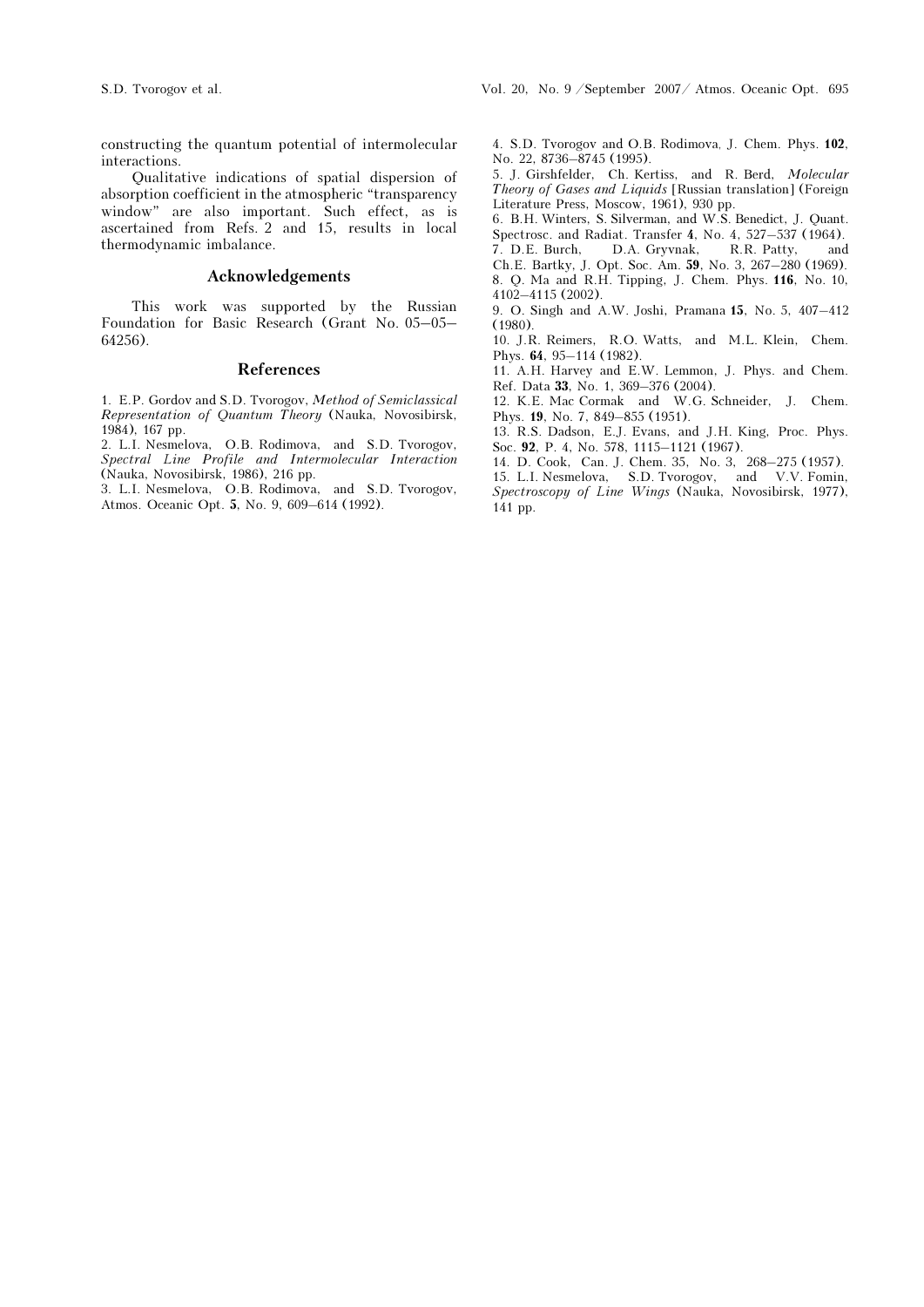constructing the quantum potential of intermolecular interactions.

Qualitative indications of spatial dispersion of absorption coefficient in the atmospheric "transparency window" are also important. Such effect, as is ascertained from Refs. 2 and 15, results in local thermodynamic imbalance.

## Acknowledgements

This work was supported by the Russian Foundation for Basic Research (Grant No. 05–05–64256).

## References

1. E.P. Gordov and S.D. Tvorogov, *Method of Semiclassical Representation of Quantum Theory* (Nauka, Novosibirsk, 1984), 167 pp.
2. L.I. Nesmelova, O.B. Rodimova, and S.D. Tvorogov, *Spectral Line Profile and Intermolecular Interaction* (Nauka, Novosibirsk, 1986), 216 pp.
3. L.I. Nesmelova, O.B. Rodimova, and S.D. Tvorogov, Atmos. Oceanic Opt. **5**, No. 9, 609–614 (1992).
4. S.D. Tvorogov and O.B. Rodimova, J. Chem. Phys. **102**, No. 22, 8736–8745 (1995).
5. J. Girshfelder, Ch. Kertiss, and R. Berd, *Molecular Theory of Gases and Liquids* [Russian translation] (Foreign Literature Press, Moscow, 1961), 930 pp.
6. B.H. Winters, S. Silverman, and W.S. Benedict, J. Quant. Spectrosc. and Radiat. Transfer **4**, No. 4, 527–537 (1964).
7. D.E. Burch, D.A. Gryvnak, R.R. Patty, and Ch.E. Bartky, J. Opt. Soc. Am. **59**, No. 3, 267–280 (1969).
8. Q. Ma and R.H. Tipping, J. Chem. Phys. **116**, No. 10, 4102–4115 (2002).
9. O. Singh and A.W. Joshi, Pramana **15**, No. 5, 407–412 (1980).
10. J.R. Reimers, R.O. Watts, and M.L. Klein, Chem. Phys. **64**, 95–114 (1982).
11. A.H. Harvey and E.W. Lemmon, J. Phys. and Chem. Ref. Data **33**, No. 1, 369–376 (2004).
12. K.E. Mac Cormak and W.G. Schneider, J. Chem. Phys. **19**, No. 7, 849–855 (1951).
13. R.S. Dadson, E.J. Evans, and J.H. King, Proc. Phys. Soc. **92**, P. 4, No. 578, 1115–1121 (1967).
14. D. Cook, Can. J. Chem. 35, No. 3, 268–275 (1957).
15. L.I. Nesmelova, S.D. Tvorogov, and V.V. Fomin, *Spectroscopy of Line Wings* (Nauka, Novosibirsk, 1977), 141 pp.